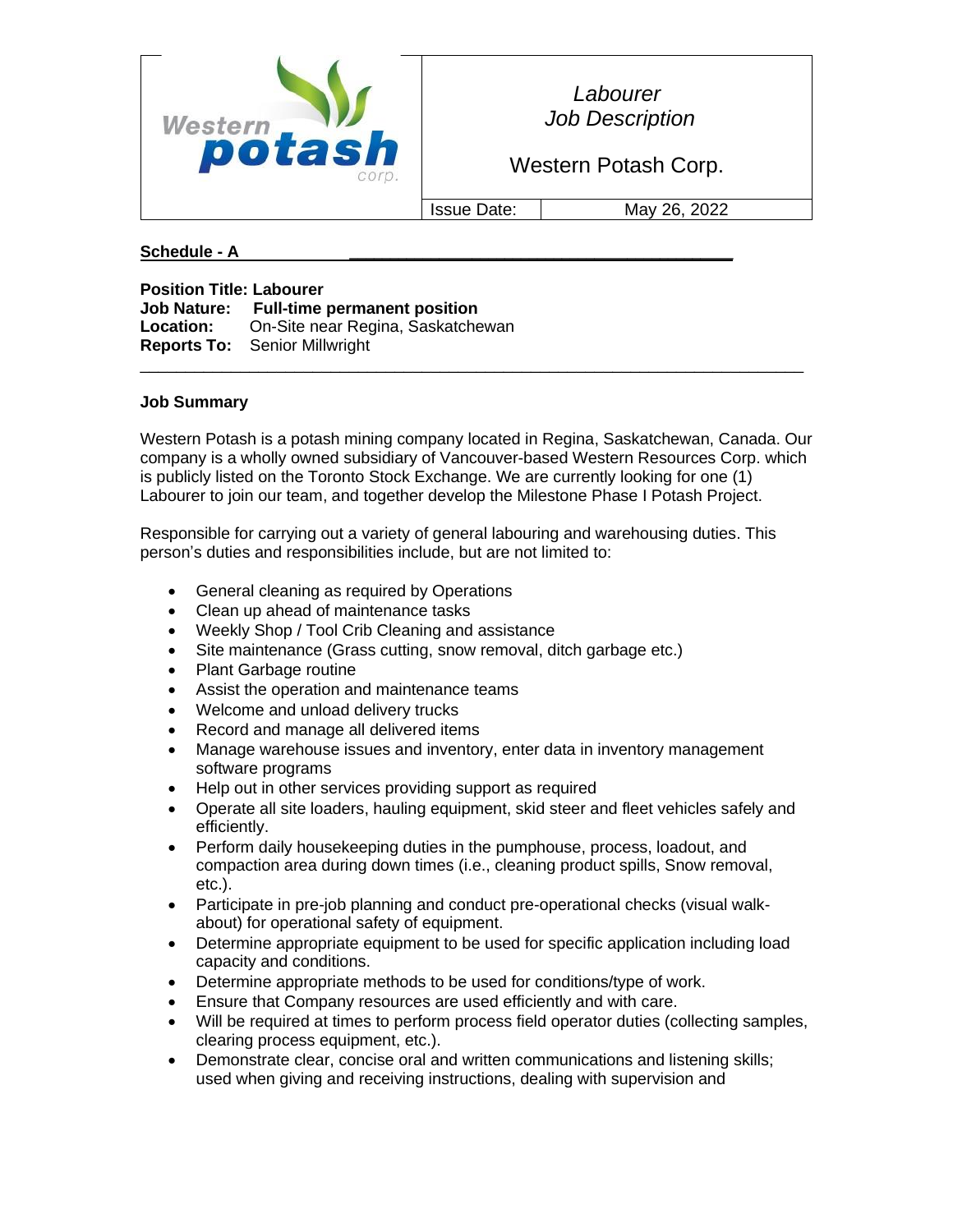| Western potash corp. | *Labourer*<br>*Job Description*<br><br>Western Potash Corp. | |
|---|---|---|
| | Issue Date: | May 26, 2022 |

**Schedule - A**

**Position Title: Labourer**
**Job Nature: Full-time permanent position**
**Location:** On-Site near Regina, Saskatchewan
**Reports To:** Senior Millwright

---

**Job Summary**

Western Potash is a potash mining company located in Regina, Saskatchewan, Canada. Our company is a wholly owned subsidiary of Vancouver-based Western Resources Corp. which is publicly listed on the Toronto Stock Exchange. We are currently looking for one (1) Labourer to join our team, and together develop the Milestone Phase I Potash Project.

Responsible for carrying out a variety of general labouring and warehousing duties. This person's duties and responsibilities include, but are not limited to:

- General cleaning as required by Operations
- Clean up ahead of maintenance tasks
- Weekly Shop / Tool Crib Cleaning and assistance
- Site maintenance (Grass cutting, snow removal, ditch garbage etc.)
- Plant Garbage routine
- Assist the operation and maintenance teams
- Welcome and unload delivery trucks
- Record and manage all delivered items
- Manage warehouse issues and inventory, enter data in inventory management software programs
- Help out in other services providing support as required
- Operate all site loaders, hauling equipment, skid steer and fleet vehicles safely and efficiently.
- Perform daily housekeeping duties in the pumphouse, process, loadout, and compaction area during down times (i.e., cleaning product spills, Snow removal, etc.).
- Participate in pre-job planning and conduct pre-operational checks (visual walk-about) for operational safety of equipment.
- Determine appropriate equipment to be used for specific application including load capacity and conditions.
- Determine appropriate methods to be used for conditions/type of work.
- Ensure that Company resources are used efficiently and with care.
- Will be required at times to perform process field operator duties (collecting samples, clearing process equipment, etc.).
- Demonstrate clear, concise oral and written communications and listening skills; used when giving and receiving instructions, dealing with supervision and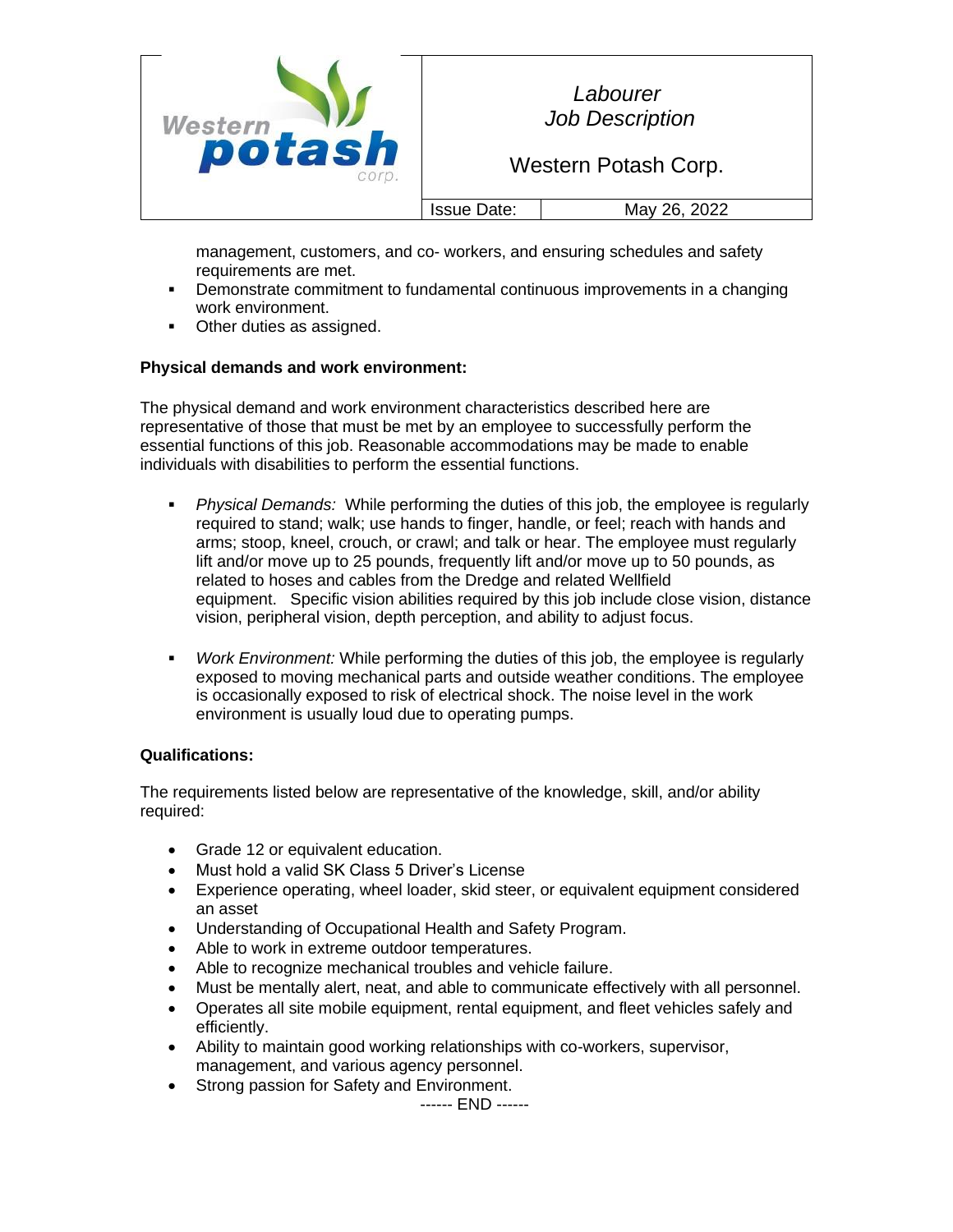- management, customers, and co- workers, and ensuring schedules and safety requirements are met.
- Demonstrate commitment to fundamental continuous improvements in a changing work environment.
- Other duties as assigned.

**Physical demands and work environment:**

The physical demand and work environment characteristics described here are representative of those that must be met by an employee to successfully perform the essential functions of this job. Reasonable accommodations may be made to enable individuals with disabilities to perform the essential functions.

- *Physical Demands:* While performing the duties of this job, the employee is regularly required to stand; walk; use hands to finger, handle, or feel; reach with hands and arms; stoop, kneel, crouch, or crawl; and talk or hear. The employee must regularly lift and/or move up to 25 pounds, frequently lift and/or move up to 50 pounds, as related to hoses and cables from the Dredge and related Wellfield equipment. Specific vision abilities required by this job include close vision, distance vision, peripheral vision, depth perception, and ability to adjust focus.

- *Work Environment:* While performing the duties of this job, the employee is regularly exposed to moving mechanical parts and outside weather conditions. The employee is occasionally exposed to risk of electrical shock. The noise level in the work environment is usually loud due to operating pumps.

**Qualifications:**

The requirements listed below are representative of the knowledge, skill, and/or ability required:

- Grade 12 or equivalent education.
- Must hold a valid SK Class 5 Driver's License
- Experience operating, wheel loader, skid steer, or equivalent equipment considered an asset
- Understanding of Occupational Health and Safety Program.
- Able to work in extreme outdoor temperatures.
- Able to recognize mechanical troubles and vehicle failure.
- Must be mentally alert, neat, and able to communicate effectively with all personnel.
- Operates all site mobile equipment, rental equipment, and fleet vehicles safely and efficiently.
- Ability to maintain good working relationships with co-workers, supervisor, management, and various agency personnel.
- Strong passion for Safety and Environment.

------ END ------